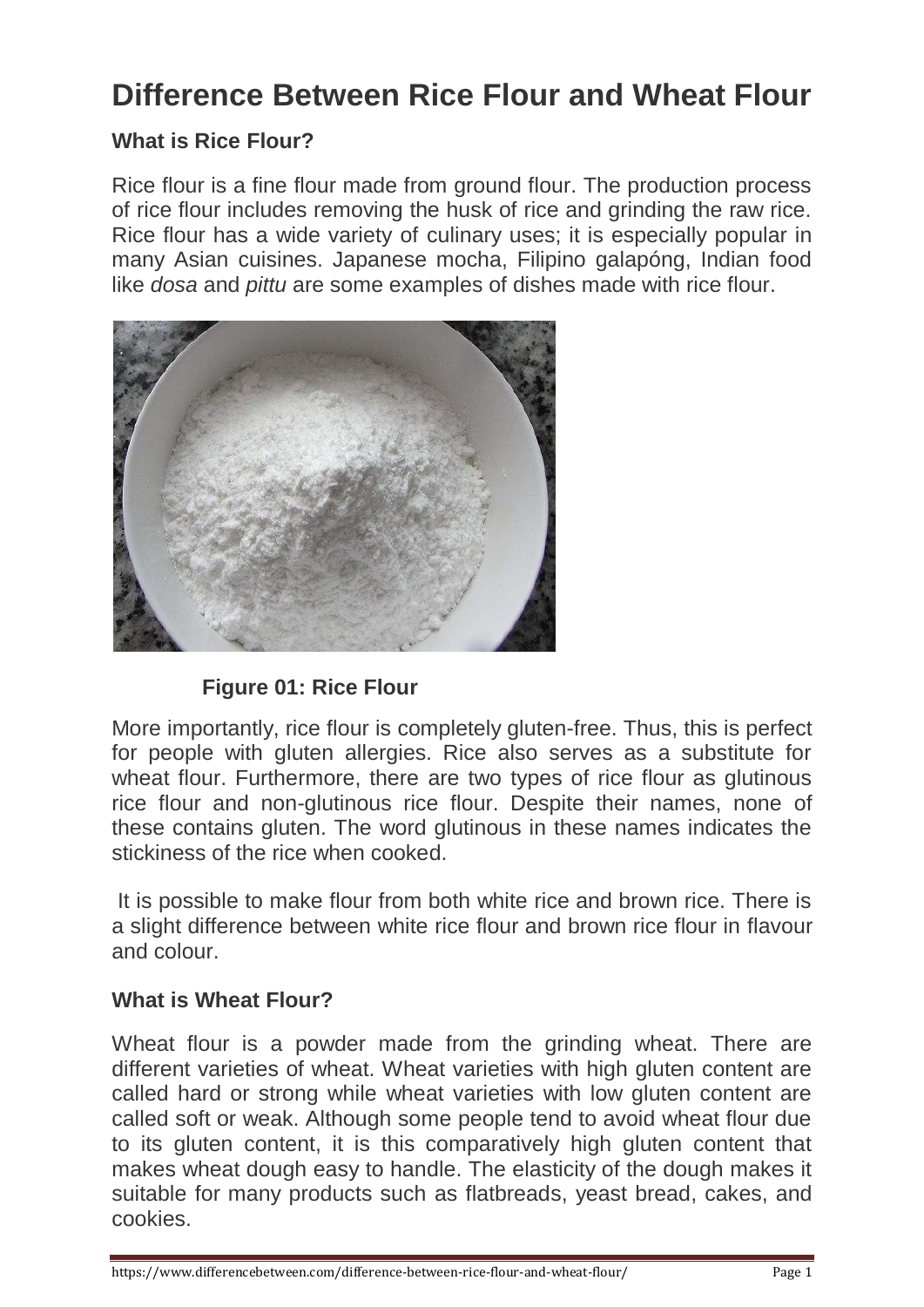# Difference Between Rice Flour and Wheat Flour

## What is Rice Flour?

Rice flour is a fine flour made from ground flour. The production process of rice flour includes removing the husk of rice and grinding the raw rice. Rice flour has a wide variety of culinary uses; it is especially popular in many Asian cuisines. Japanese mocha, Filipino galapóng, Indian food like *dosa* and *pittu* are some examples of dishes made with rice flour.

**Figure 01: Rice Flour**

More importantly, rice flour is completely gluten-free. Thus, this is perfect for people with gluten allergies. Rice also serves as a substitute for wheat flour. Furthermore, there are two types of rice flour as glutinous rice flour and non-glutinous rice flour. Despite their names, none of these contains gluten. The word glutinous in these names indicates the stickiness of the rice when cooked.

It is possible to make flour from both white rice and brown rice. There is a slight difference between white rice flour and brown rice flour in flavour and colour.

## What is Wheat Flour?

Wheat flour is a powder made from the grinding wheat. There are different varieties of wheat. Wheat varieties with high gluten content are called hard or strong while wheat varieties with low gluten content are called soft or weak. Although some people tend to avoid wheat flour due to its gluten content, it is this comparatively high gluten content that makes wheat dough easy to handle. The elasticity of the dough makes it suitable for many products such as flatbreads, yeast bread, cakes, and cookies.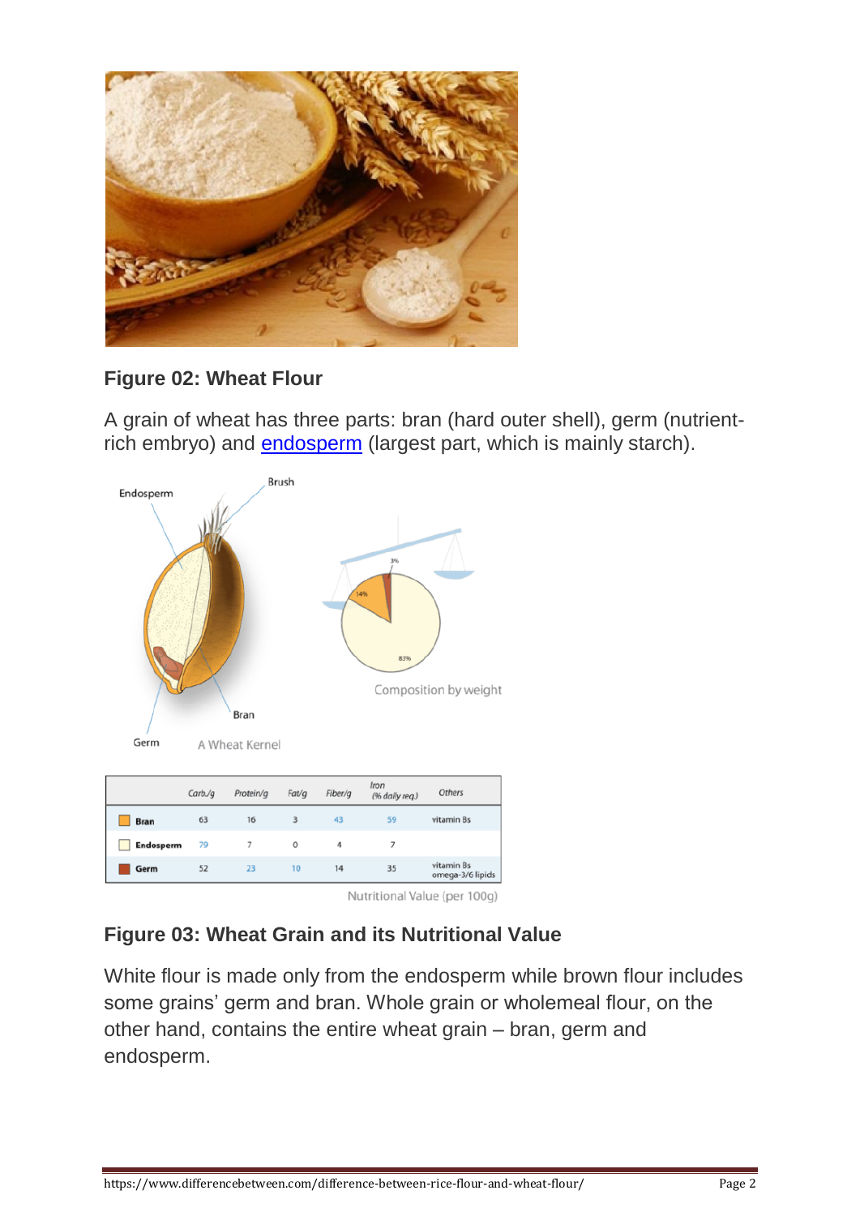**Figure 02: Wheat Flour**

A grain of wheat has three parts: bran (hard outer shell), germ (nutrient-rich embryo) and endosperm (largest part, which is mainly starch).

| | Carb./g | Protein/g | Fat/g | Fiber/g | Iron (% daily req.) | Others |
|---|---|---|---|---|---|---|
| Bran | 63 | 16 | 3 | 43 | 59 | vitamin Bs |
| Endosperm | 79 | 7 | 0 | 4 | 7 | |
| Germ | 52 | 23 | 10 | 14 | 35 | vitamin Bs omega-3/6 lipids |

Nutritional Value (per 100g)

**Figure 03: Wheat Grain and its Nutritional Value**

White flour is made only from the endosperm while brown flour includes some grains' germ and bran. Whole grain or wholemeal flour, on the other hand, contains the entire wheat grain – bran, germ and endosperm.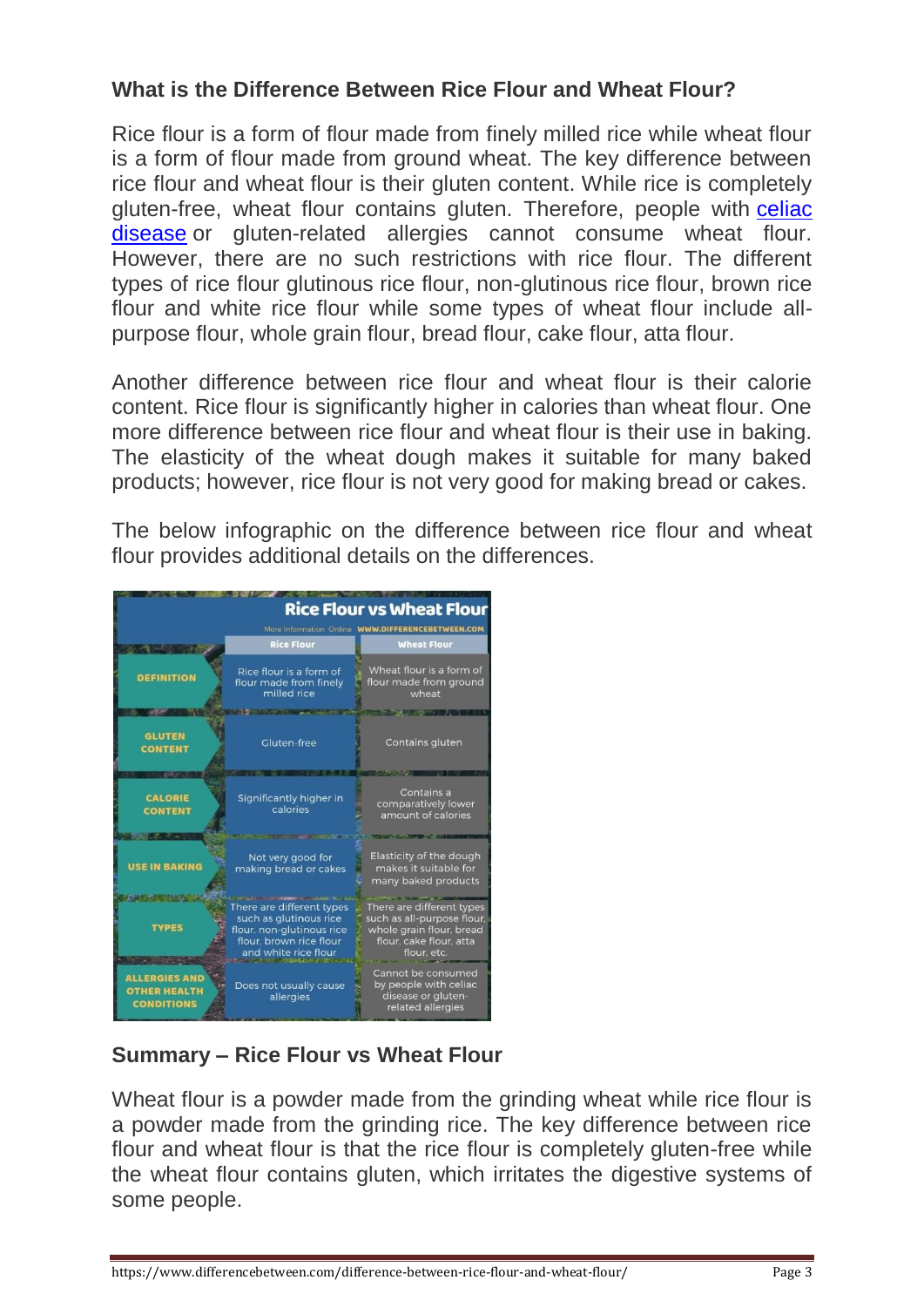### What is the Difference Between Rice Flour and Wheat Flour?

Rice flour is a form of flour made from finely milled rice while wheat flour is a form of flour made from ground wheat. The key difference between rice flour and wheat flour is their gluten content. While rice is completely gluten-free, wheat flour contains gluten. Therefore, people with celiac disease or gluten-related allergies cannot consume wheat flour. However, there are no such restrictions with rice flour. The different types of rice flour glutinous rice flour, non-glutinous rice flour, brown rice flour and white rice flour while some types of wheat flour include all-purpose flour, whole grain flour, bread flour, cake flour, atta flour.

Another difference between rice flour and wheat flour is their calorie content. Rice flour is significantly higher in calories than wheat flour. One more difference between rice flour and wheat flour is their use in baking. The elasticity of the wheat dough makes it suitable for many baked products; however, rice flour is not very good for making bread or cakes.

The below infographic on the difference between rice flour and wheat flour provides additional details on the differences.

**Rice Flour vs Wheat Flour**

More Information Online WWW.DIFFERENCEBETWEEN.COM

| | Rice Flour | Wheat Flour |
|---|---|---|
| DEFINITION | Rice flour is a form of flour made from finely milled rice | Wheat flour is a form of flour made from ground wheat |
| GLUTEN CONTENT | Gluten-free | Contains gluten |
| CALORIE CONTENT | Significantly higher in calories | Contains a comparatively lower amount of calories |
| USE IN BAKING | Not very good for making bread or cakes | Elasticity of the dough makes it suitable for many baked products |
| TYPES | There are different types such as glutinous rice flour, non-glutinous rice flour, brown rice flour and white rice flour | There are different types such as all-purpose flour, whole grain flour, bread flour, cake flour, atta flour, etc. |
| ALLERGIES AND OTHER HEALTH CONDITIONS | Does not usually cause allergies | Cannot be consumed by people with celiac disease or gluten-related allergies |

### Summary – Rice Flour vs Wheat Flour

Wheat flour is a powder made from the grinding wheat while rice flour is a powder made from the grinding rice. The key difference between rice flour and wheat flour is that the rice flour is completely gluten-free while the wheat flour contains gluten, which irritates the digestive systems of some people.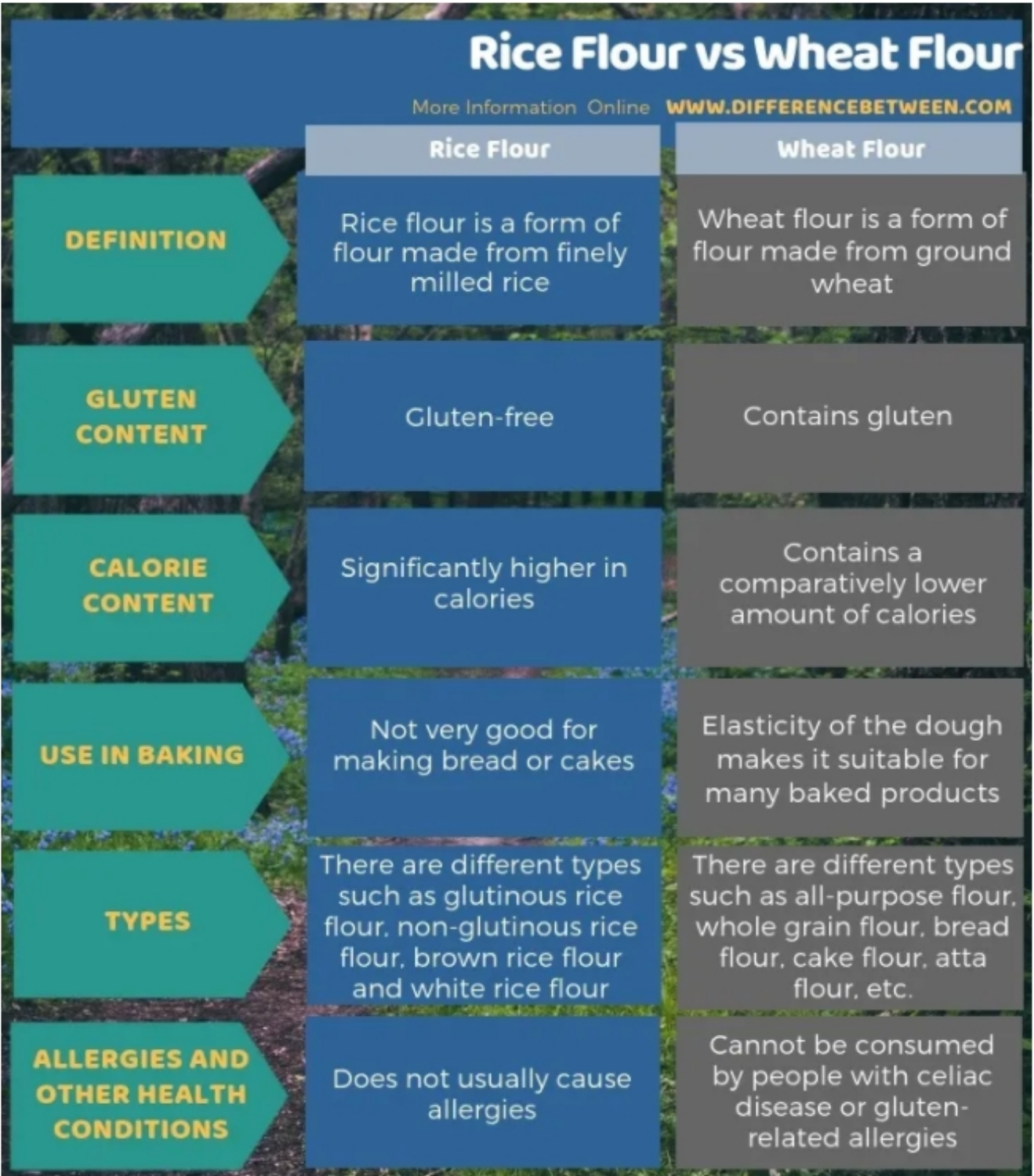# Rice Flour vs Wheat Flour

More Information Online WWW.DIFFERENCEBETWEEN.COM

| | Rice Flour | Wheat Flour |
|---|---|---|
| DEFINITION | Rice flour is a form of flour made from finely milled rice | Wheat flour is a form of flour made from ground wheat |
| GLUTEN CONTENT | Gluten-free | Contains gluten |
| CALORIE CONTENT | Significantly higher in calories | Contains a comparatively lower amount of calories |
| USE IN BAKING | Not very good for making bread or cakes | Elasticity of the dough makes it suitable for many baked products |
| TYPES | There are different types such as glutinous rice flour, non-glutinous rice flour, brown rice flour and white rice flour | There are different types such as all-purpose flour, whole grain flour, bread flour, cake flour, atta flour, etc. |
| ALLERGIES AND OTHER HEALTH CONDITIONS | Does not usually cause allergies | Cannot be consumed by people with celiac disease or gluten-related allergies |